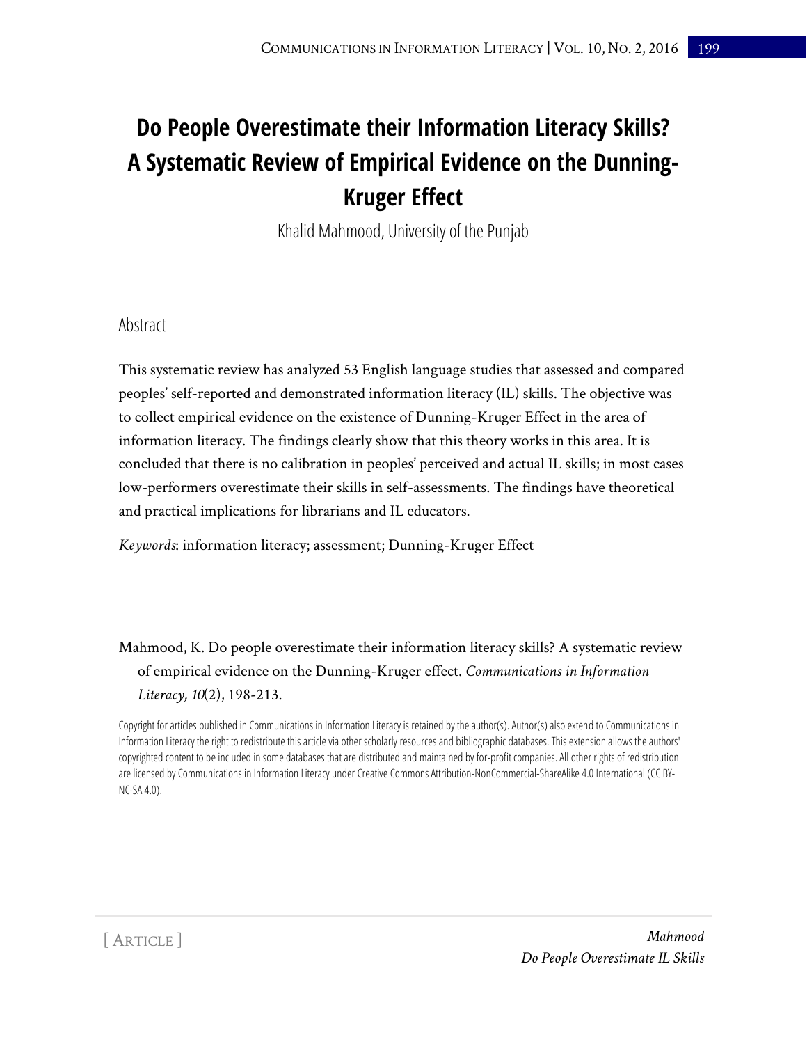# Do People Overestimate their Information Literacy Skills? A Systematic Review of Empirical Evidence on the Dunning-Kruger Effect

Khalid Mahmood, University of the Punjab

## Abstract

This systematic review has analyzed 53 English language studies that assessed and compared peoples' self-reported and demonstrated information literacy (IL) skills. The objective was to collect empirical evidence on the existence of Dunning-Kruger Effect in the area of information literacy. The findings clearly show that this theory works in this area. It is concluded that there is no calibration in peoples' perceived and actual IL skills; in most cases low-performers overestimate their skills in self-assessments. The findings have theoretical and practical implications for librarians and IL educators.

*Keywords*: information literacy; assessment; Dunning-Kruger Effect

Mahmood, K. Do people overestimate their information literacy skills? A systematic review of empirical evidence on the Dunning-Kruger effect. *Communications in Information Literacy, 10*(2), 198-213.

Copyright for articles published in Communications in Information Literacy is retained by the author(s). Author(s) also extend to Communications in Information Literacy the right to redistribute this article via other scholarly resources and bibliographic databases. This extension allows the authors' copyrighted content to be included in some databases that are distributed and maintained by for-profit companies. All other rights of redistribution are licensed by Communications in Information Literacy under Creative Commons Attribution-NonCommercial-ShareAlike 4.0 International (CC BY-NC-SA 4.0).

[ ARTICLE ]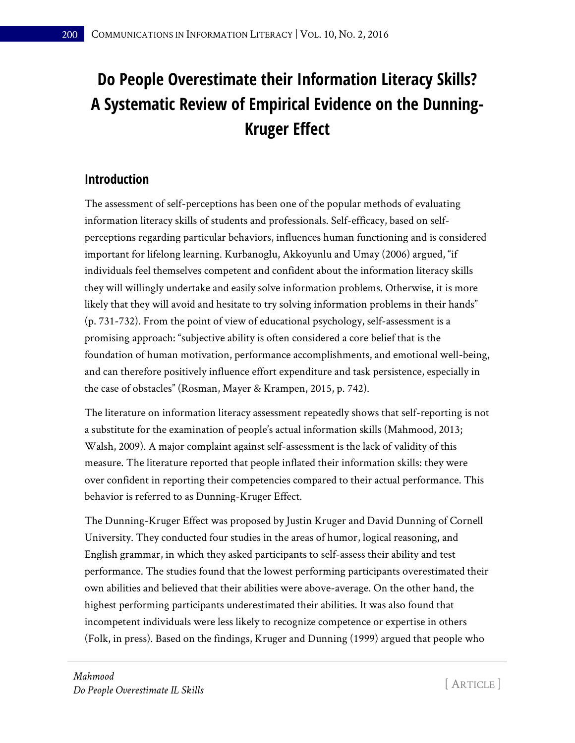# Do People Overestimate their Information Literacy Skills? A Systematic Review of Empirical Evidence on the Dunning-Kruger Effect

## Introduction

The assessment of self-perceptions has been one of the popular methods of evaluating information literacy skills of students and professionals. Self-efficacy, based on self-perceptions regarding particular behaviors, influences human functioning and is considered important for lifelong learning. Kurbanoglu, Akkoyunlu and Umay (2006) argued, "if individuals feel themselves competent and confident about the information literacy skills they will willingly undertake and easily solve information problems. Otherwise, it is more likely that they will avoid and hesitate to try solving information problems in their hands" (p. 731-732). From the point of view of educational psychology, self-assessment is a promising approach: "subjective ability is often considered a core belief that is the foundation of human motivation, performance accomplishments, and emotional well-being, and can therefore positively influence effort expenditure and task persistence, especially in the case of obstacles" (Rosman, Mayer & Krampen, 2015, p. 742).

The literature on information literacy assessment repeatedly shows that self-reporting is not a substitute for the examination of people's actual information skills (Mahmood, 2013; Walsh, 2009). A major complaint against self-assessment is the lack of validity of this measure. The literature reported that people inflated their information skills: they were over confident in reporting their competencies compared to their actual performance. This behavior is referred to as Dunning-Kruger Effect.

The Dunning-Kruger Effect was proposed by Justin Kruger and David Dunning of Cornell University. They conducted four studies in the areas of humor, logical reasoning, and English grammar, in which they asked participants to self-assess their ability and test performance. The studies found that the lowest performing participants overestimated their own abilities and believed that their abilities were above-average. On the other hand, the highest performing participants underestimated their abilities. It was also found that incompetent individuals were less likely to recognize competence or expertise in others (Folk, in press). Based on the findings, Kruger and Dunning (1999) argued that people who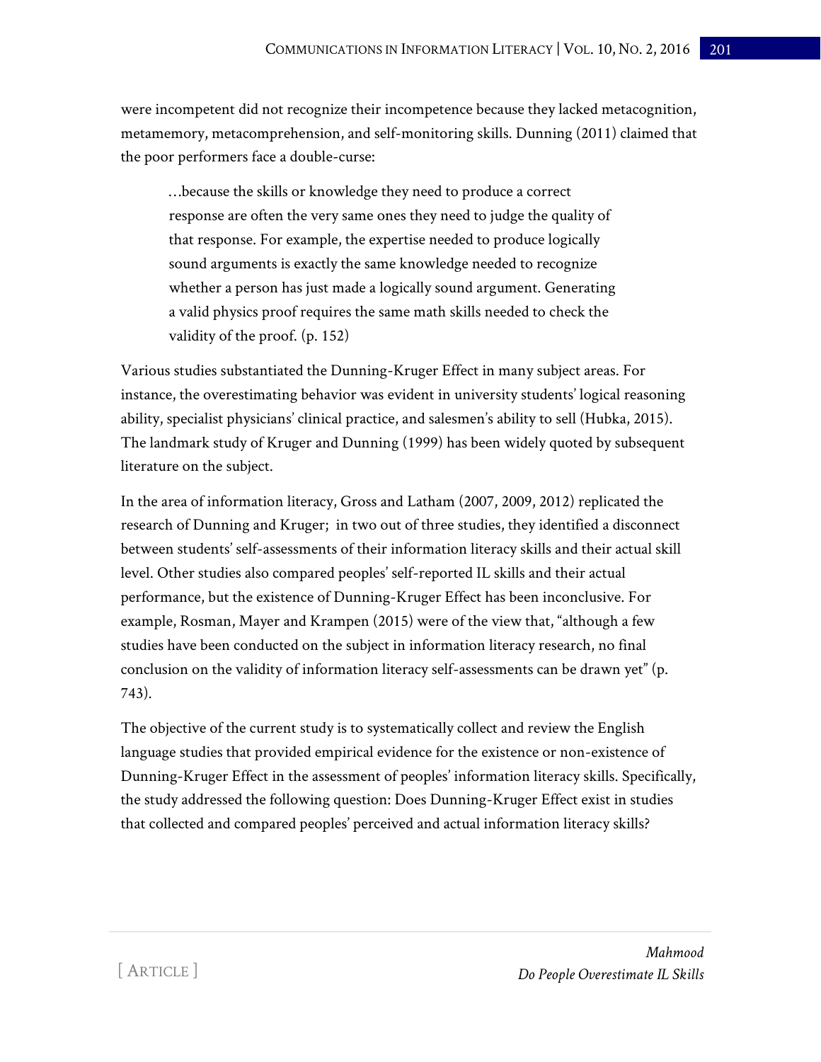were incompetent did not recognize their incompetence because they lacked metacognition, metamemory, metacomprehension, and self-monitoring skills. Dunning (2011) claimed that the poor performers face a double-curse:

> …because the skills or knowledge they need to produce a correct response are often the very same ones they need to judge the quality of that response. For example, the expertise needed to produce logically sound arguments is exactly the same knowledge needed to recognize whether a person has just made a logically sound argument. Generating a valid physics proof requires the same math skills needed to check the validity of the proof. (p. 152)

Various studies substantiated the Dunning-Kruger Effect in many subject areas. For instance, the overestimating behavior was evident in university students' logical reasoning ability, specialist physicians' clinical practice, and salesmen's ability to sell (Hubka, 2015). The landmark study of Kruger and Dunning (1999) has been widely quoted by subsequent literature on the subject.

In the area of information literacy, Gross and Latham (2007, 2009, 2012) replicated the research of Dunning and Kruger; in two out of three studies, they identified a disconnect between students' self-assessments of their information literacy skills and their actual skill level. Other studies also compared peoples' self-reported IL skills and their actual performance, but the existence of Dunning-Kruger Effect has been inconclusive. For example, Rosman, Mayer and Krampen (2015) were of the view that, "although a few studies have been conducted on the subject in information literacy research, no final conclusion on the validity of information literacy self-assessments can be drawn yet" (p. 743).

The objective of the current study is to systematically collect and review the English language studies that provided empirical evidence for the existence or non-existence of Dunning-Kruger Effect in the assessment of peoples' information literacy skills. Specifically, the study addressed the following question: Does Dunning-Kruger Effect exist in studies that collected and compared peoples' perceived and actual information literacy skills?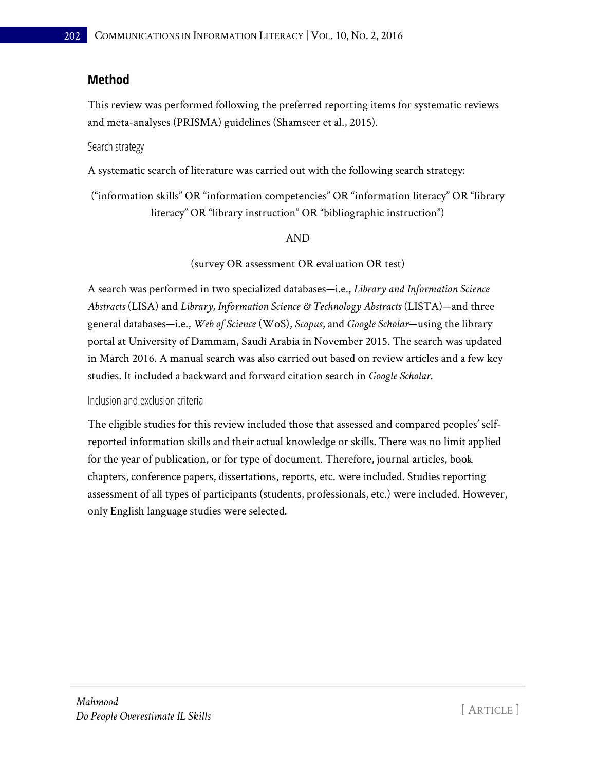## Method

This review was performed following the preferred reporting items for systematic reviews and meta-analyses (PRISMA) guidelines (Shamseer et al., 2015).

### Search strategy

A systematic search of literature was carried out with the following search strategy:

("information skills" OR "information competencies" OR "information literacy" OR "library literacy" OR "library instruction" OR "bibliographic instruction")

AND

(survey OR assessment OR evaluation OR test)

A search was performed in two specialized databases—i.e., *Library and Information Science Abstracts* (LISA) and *Library, Information Science & Technology Abstracts* (LISTA)—and three general databases—i.e., *Web of Science* (WoS), *Scopus*, and *Google Scholar*—using the library portal at University of Dammam, Saudi Arabia in November 2015. The search was updated in March 2016. A manual search was also carried out based on review articles and a few key studies. It included a backward and forward citation search in *Google Scholar*.

### Inclusion and exclusion criteria

The eligible studies for this review included those that assessed and compared peoples' self-reported information skills and their actual knowledge or skills. There was no limit applied for the year of publication, or for type of document. Therefore, journal articles, book chapters, conference papers, dissertations, reports, etc. were included. Studies reporting assessment of all types of participants (students, professionals, etc.) were included. However, only English language studies were selected.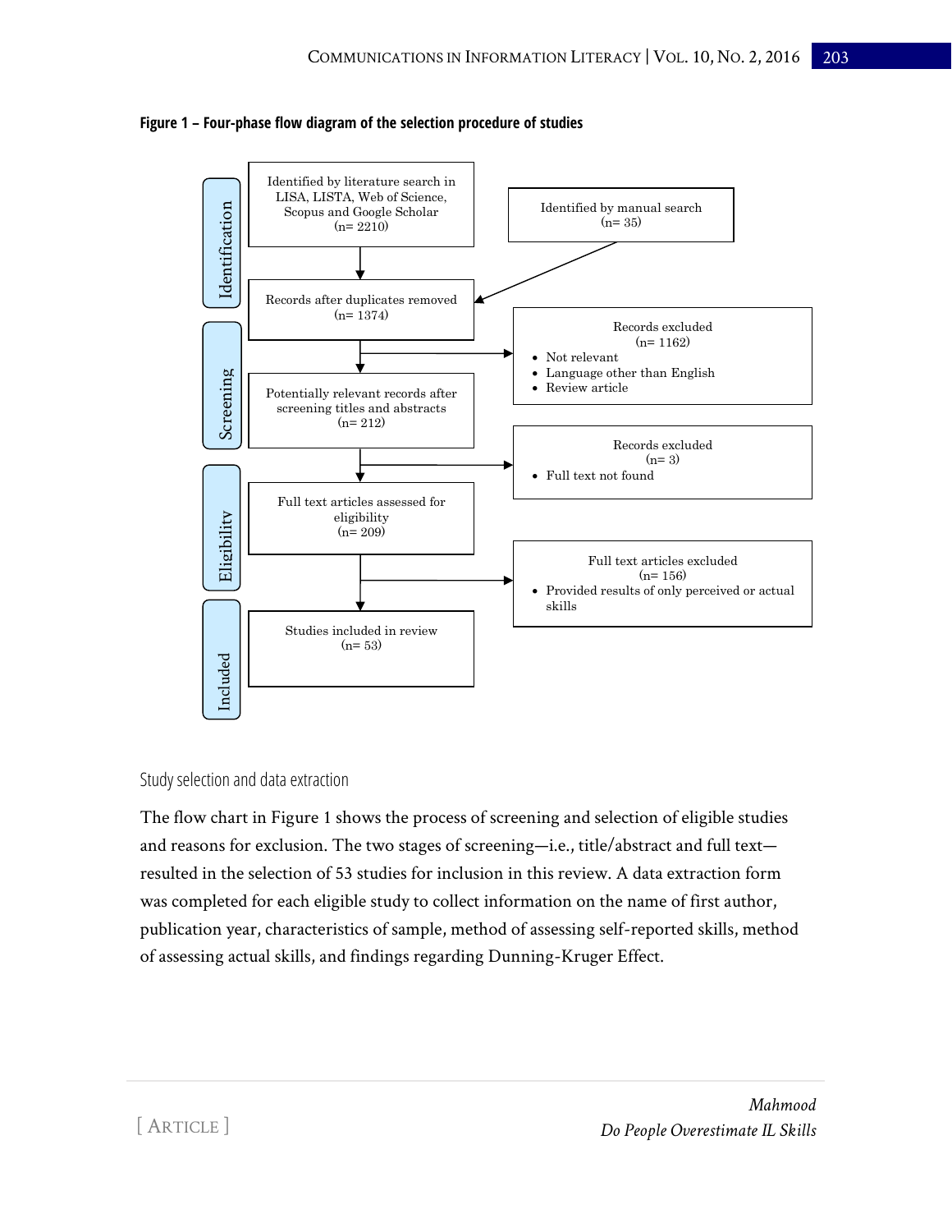**Figure 1 – Four-phase flow diagram of the selection procedure of studies**

**Identification**

- Identified by literature search in LISA, LISTA, Web of Science, Scopus and Google Scholar (n= 2210)
- Identified by manual search (n= 35)
- Records after duplicates removed (n= 1374)

**Screening**

- Records excluded (n= 1162)
  - Not relevant
  - Language other than English
  - Review article
- Potentially relevant records after screening titles and abstracts (n= 212)
- Records excluded (n= 3)
  - Full text not found

**Eligibility**

- Full text articles assessed for eligibility (n= 209)
- Full text articles excluded (n= 156)
  - Provided results of only perceived or actual skills

**Included**

- Studies included in review (n= 53)

### Study selection and data extraction

The flow chart in Figure 1 shows the process of screening and selection of eligible studies and reasons for exclusion. The two stages of screening—i.e., title/abstract and full text—resulted in the selection of 53 studies for inclusion in this review. A data extraction form was completed for each eligible study to collect information on the name of first author, publication year, characteristics of sample, method of assessing self-reported skills, method of assessing actual skills, and findings regarding Dunning-Kruger Effect.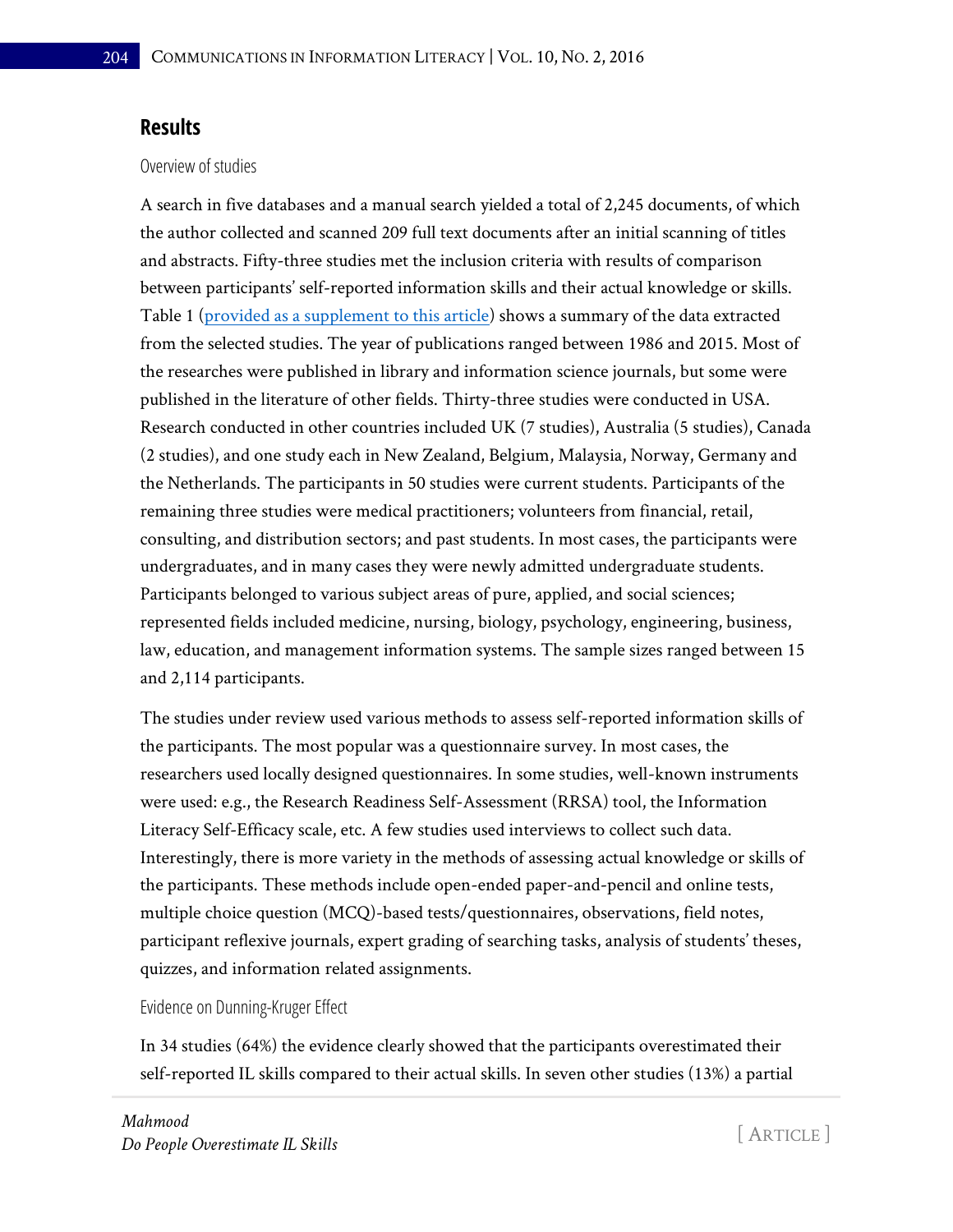## Results

### Overview of studies

A search in five databases and a manual search yielded a total of 2,245 documents, of which the author collected and scanned 209 full text documents after an initial scanning of titles and abstracts. Fifty-three studies met the inclusion criteria with results of comparison between participants' self-reported information skills and their actual knowledge or skills. Table 1 ([provided as a supplement to this article]()) shows a summary of the data extracted from the selected studies. The year of publications ranged between 1986 and 2015. Most of the researches were published in library and information science journals, but some were published in the literature of other fields. Thirty-three studies were conducted in USA. Research conducted in other countries included UK (7 studies), Australia (5 studies), Canada (2 studies), and one study each in New Zealand, Belgium, Malaysia, Norway, Germany and the Netherlands. The participants in 50 studies were current students. Participants of the remaining three studies were medical practitioners; volunteers from financial, retail, consulting, and distribution sectors; and past students. In most cases, the participants were undergraduates, and in many cases they were newly admitted undergraduate students. Participants belonged to various subject areas of pure, applied, and social sciences; represented fields included medicine, nursing, biology, psychology, engineering, business, law, education, and management information systems. The sample sizes ranged between 15 and 2,114 participants.

The studies under review used various methods to assess self-reported information skills of the participants. The most popular was a questionnaire survey. In most cases, the researchers used locally designed questionnaires. In some studies, well-known instruments were used: e.g., the Research Readiness Self-Assessment (RRSA) tool, the Information Literacy Self-Efficacy scale, etc. A few studies used interviews to collect such data. Interestingly, there is more variety in the methods of assessing actual knowledge or skills of the participants. These methods include open-ended paper-and-pencil and online tests, multiple choice question (MCQ)-based tests/questionnaires, observations, field notes, participant reflexive journals, expert grading of searching tasks, analysis of students' theses, quizzes, and information related assignments.

### Evidence on Dunning-Kruger Effect

In 34 studies (64%) the evidence clearly showed that the participants overestimated their self-reported IL skills compared to their actual skills. In seven other studies (13%) a partial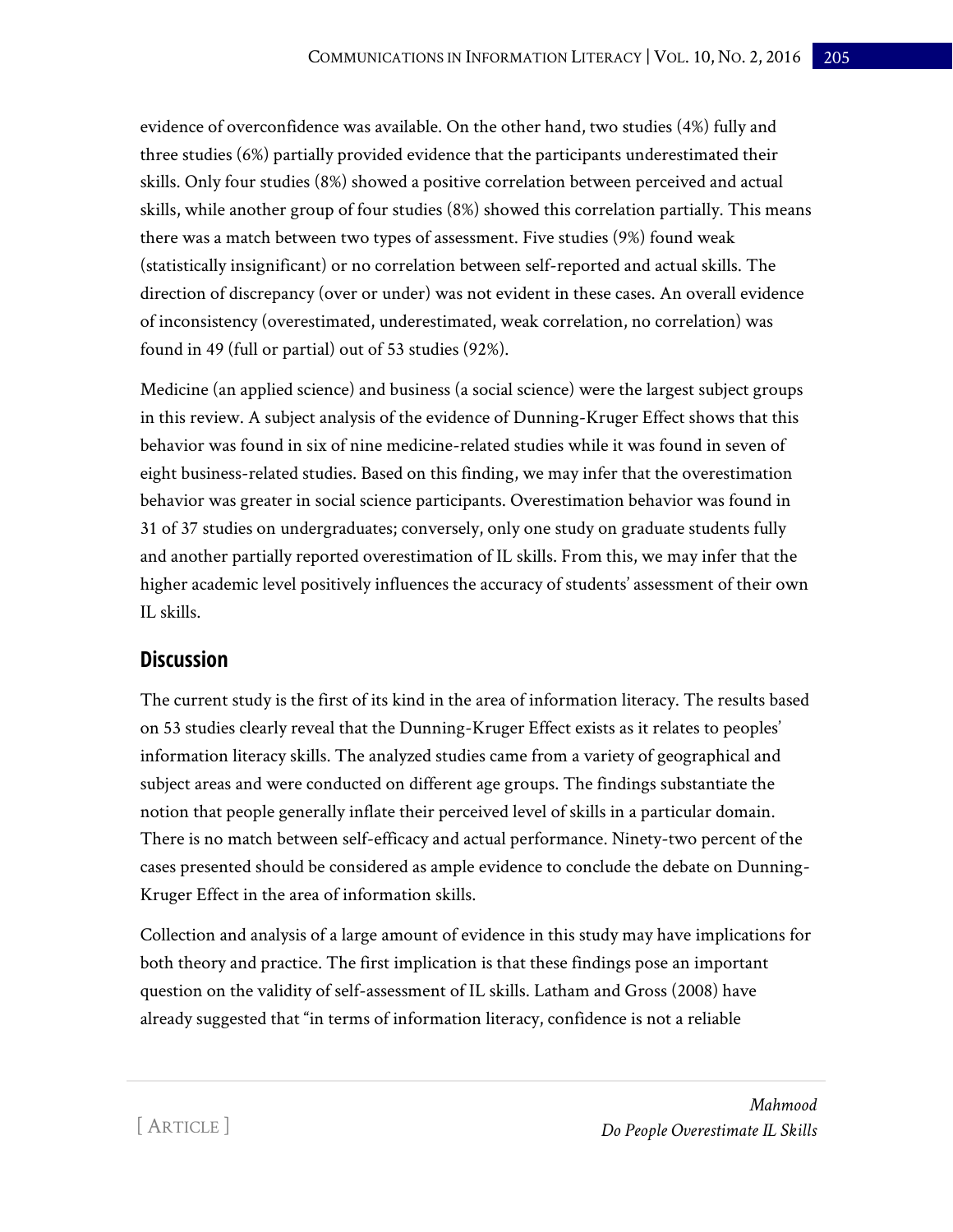evidence of overconfidence was available. On the other hand, two studies (4%) fully and three studies (6%) partially provided evidence that the participants underestimated their skills. Only four studies (8%) showed a positive correlation between perceived and actual skills, while another group of four studies (8%) showed this correlation partially. This means there was a match between two types of assessment. Five studies (9%) found weak (statistically insignificant) or no correlation between self-reported and actual skills. The direction of discrepancy (over or under) was not evident in these cases. An overall evidence of inconsistency (overestimated, underestimated, weak correlation, no correlation) was found in 49 (full or partial) out of 53 studies (92%).

Medicine (an applied science) and business (a social science) were the largest subject groups in this review. A subject analysis of the evidence of Dunning-Kruger Effect shows that this behavior was found in six of nine medicine-related studies while it was found in seven of eight business-related studies. Based on this finding, we may infer that the overestimation behavior was greater in social science participants. Overestimation behavior was found in 31 of 37 studies on undergraduates; conversely, only one study on graduate students fully and another partially reported overestimation of IL skills. From this, we may infer that the higher academic level positively influences the accuracy of students' assessment of their own IL skills.

## Discussion

The current study is the first of its kind in the area of information literacy. The results based on 53 studies clearly reveal that the Dunning-Kruger Effect exists as it relates to peoples' information literacy skills. The analyzed studies came from a variety of geographical and subject areas and were conducted on different age groups. The findings substantiate the notion that people generally inflate their perceived level of skills in a particular domain. There is no match between self-efficacy and actual performance. Ninety-two percent of the cases presented should be considered as ample evidence to conclude the debate on Dunning-Kruger Effect in the area of information skills.

Collection and analysis of a large amount of evidence in this study may have implications for both theory and practice. The first implication is that these findings pose an important question on the validity of self-assessment of IL skills. Latham and Gross (2008) have already suggested that "in terms of information literacy, confidence is not a reliable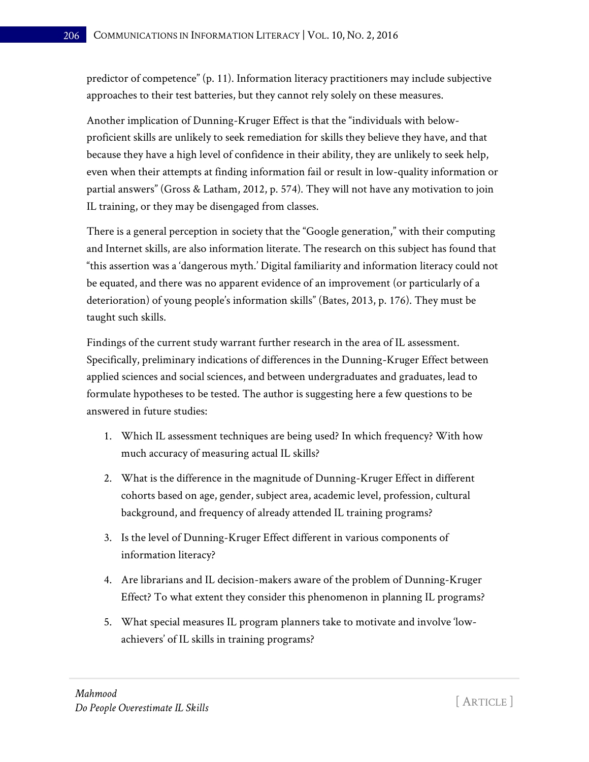predictor of competence" (p. 11). Information literacy practitioners may include subjective approaches to their test batteries, but they cannot rely solely on these measures.

Another implication of Dunning-Kruger Effect is that the "individuals with below-proficient skills are unlikely to seek remediation for skills they believe they have, and that because they have a high level of confidence in their ability, they are unlikely to seek help, even when their attempts at finding information fail or result in low-quality information or partial answers" (Gross & Latham, 2012, p. 574). They will not have any motivation to join IL training, or they may be disengaged from classes.

There is a general perception in society that the "Google generation," with their computing and Internet skills, are also information literate. The research on this subject has found that "this assertion was a 'dangerous myth.' Digital familiarity and information literacy could not be equated, and there was no apparent evidence of an improvement (or particularly of a deterioration) of young people's information skills" (Bates, 2013, p. 176). They must be taught such skills.

Findings of the current study warrant further research in the area of IL assessment. Specifically, preliminary indications of differences in the Dunning-Kruger Effect between applied sciences and social sciences, and between undergraduates and graduates, lead to formulate hypotheses to be tested. The author is suggesting here a few questions to be answered in future studies:

1. Which IL assessment techniques are being used? In which frequency? With how much accuracy of measuring actual IL skills?
2. What is the difference in the magnitude of Dunning-Kruger Effect in different cohorts based on age, gender, subject area, academic level, profession, cultural background, and frequency of already attended IL training programs?
3. Is the level of Dunning-Kruger Effect different in various components of information literacy?
4. Are librarians and IL decision-makers aware of the problem of Dunning-Kruger Effect? To what extent they consider this phenomenon in planning IL programs?
5. What special measures IL program planners take to motivate and involve 'low-achievers' of IL skills in training programs?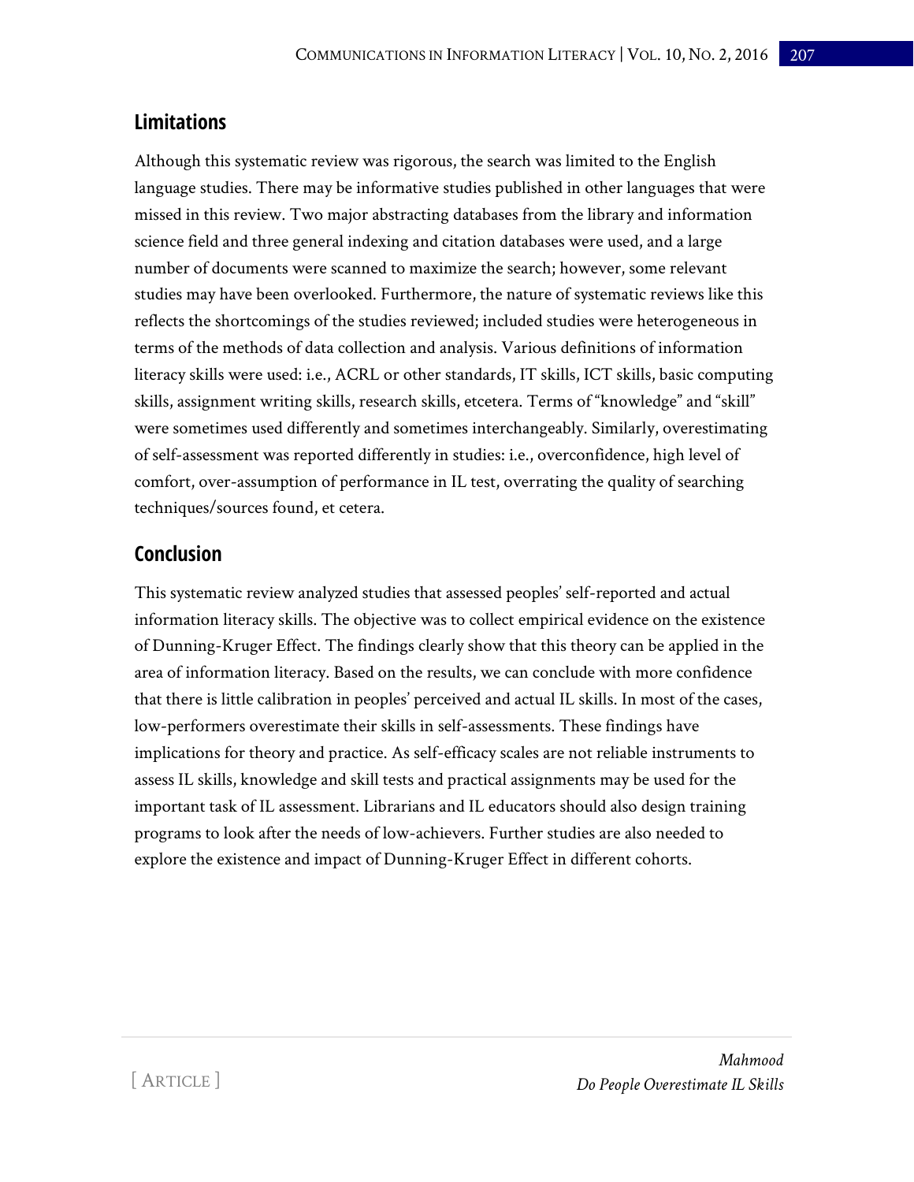## Limitations

Although this systematic review was rigorous, the search was limited to the English language studies. There may be informative studies published in other languages that were missed in this review. Two major abstracting databases from the library and information science field and three general indexing and citation databases were used, and a large number of documents were scanned to maximize the search; however, some relevant studies may have been overlooked. Furthermore, the nature of systematic reviews like this reflects the shortcomings of the studies reviewed; included studies were heterogeneous in terms of the methods of data collection and analysis. Various definitions of information literacy skills were used: i.e., ACRL or other standards, IT skills, ICT skills, basic computing skills, assignment writing skills, research skills, etcetera. Terms of "knowledge" and "skill" were sometimes used differently and sometimes interchangeably. Similarly, overestimating of self-assessment was reported differently in studies: i.e., overconfidence, high level of comfort, over-assumption of performance in IL test, overrating the quality of searching techniques/sources found, et cetera.

## Conclusion

This systematic review analyzed studies that assessed peoples' self-reported and actual information literacy skills. The objective was to collect empirical evidence on the existence of Dunning-Kruger Effect. The findings clearly show that this theory can be applied in the area of information literacy. Based on the results, we can conclude with more confidence that there is little calibration in peoples' perceived and actual IL skills. In most of the cases, low-performers overestimate their skills in self-assessments. These findings have implications for theory and practice. As self-efficacy scales are not reliable instruments to assess IL skills, knowledge and skill tests and practical assignments may be used for the important task of IL assessment. Librarians and IL educators should also design training programs to look after the needs of low-achievers. Further studies are also needed to explore the existence and impact of Dunning-Kruger Effect in different cohorts.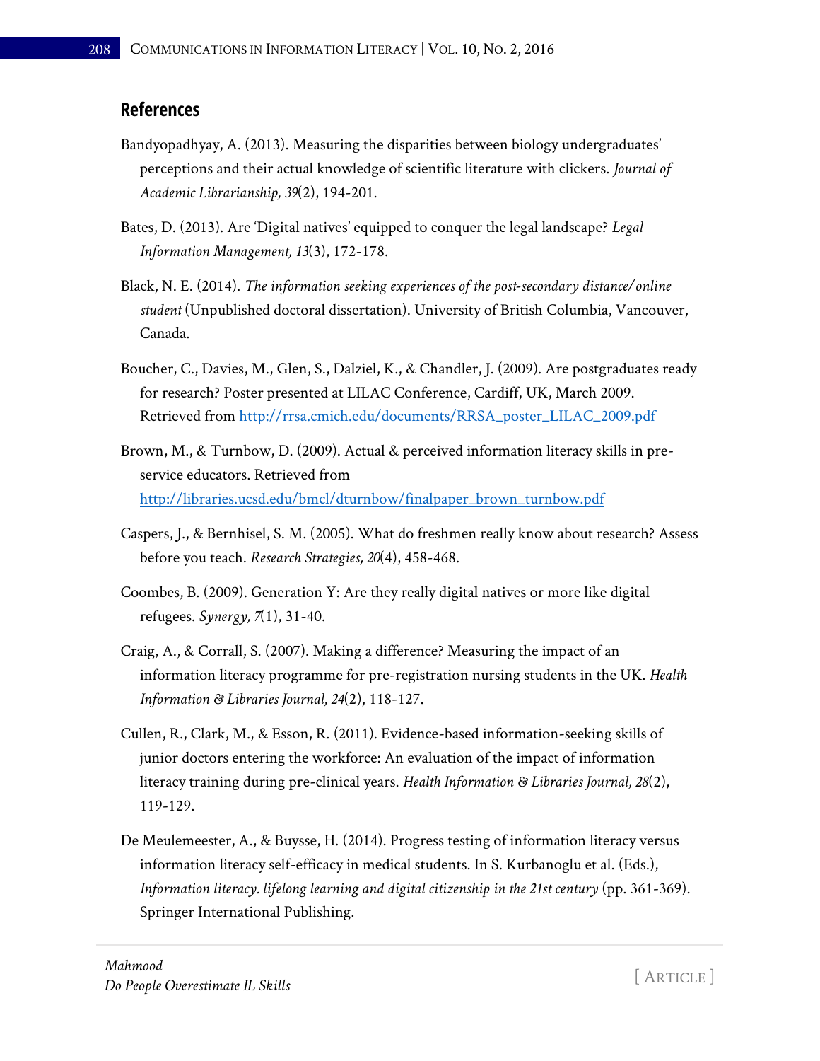## References

Bandyopadhyay, A. (2013). Measuring the disparities between biology undergraduates' perceptions and their actual knowledge of scientific literature with clickers. *Journal of Academic Librarianship, 39*(2), 194-201.

Bates, D. (2013). Are 'Digital natives' equipped to conquer the legal landscape? *Legal Information Management, 13*(3), 172-178.

Black, N. E. (2014). *The information seeking experiences of the post-secondary distance/online student* (Unpublished doctoral dissertation). University of British Columbia, Vancouver, Canada.

Boucher, C., Davies, M., Glen, S., Dalziel, K., & Chandler, J. (2009). Are postgraduates ready for research? Poster presented at LILAC Conference, Cardiff, UK, March 2009. Retrieved from http://rrsa.cmich.edu/documents/RRSA_poster_LILAC_2009.pdf

Brown, M., & Turnbow, D. (2009). Actual & perceived information literacy skills in pre-service educators. Retrieved from http://libraries.ucsd.edu/bmcl/dturnbow/finalpaper_brown_turnbow.pdf

Caspers, J., & Bernhisel, S. M. (2005). What do freshmen really know about research? Assess before you teach. *Research Strategies, 20*(4), 458-468.

Coombes, B. (2009). Generation Y: Are they really digital natives or more like digital refugees. *Synergy, 7*(1), 31-40.

Craig, A., & Corrall, S. (2007). Making a difference? Measuring the impact of an information literacy programme for pre-registration nursing students in the UK. *Health Information & Libraries Journal, 24*(2), 118-127.

Cullen, R., Clark, M., & Esson, R. (2011). Evidence-based information-seeking skills of junior doctors entering the workforce: An evaluation of the impact of information literacy training during pre-clinical years. *Health Information & Libraries Journal, 28*(2), 119-129.

De Meulemeester, A., & Buysse, H. (2014). Progress testing of information literacy versus information literacy self-efficacy in medical students. In S. Kurbanoglu et al. (Eds.), *Information literacy. lifelong learning and digital citizenship in the 21st century* (pp. 361-369). Springer International Publishing.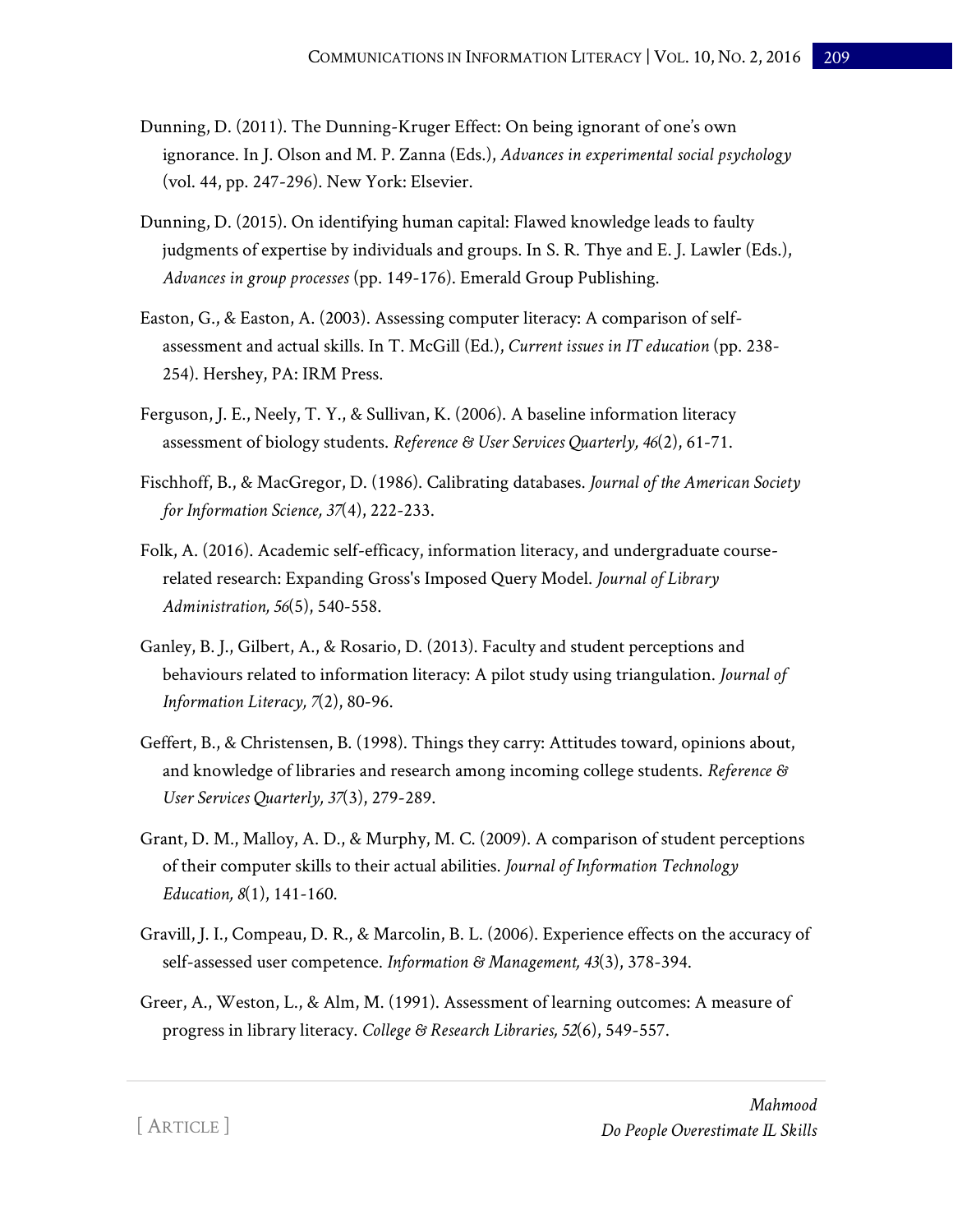Dunning, D. (2011). The Dunning-Kruger Effect: On being ignorant of one's own ignorance. In J. Olson and M. P. Zanna (Eds.), *Advances in experimental social psychology* (vol. 44, pp. 247-296). New York: Elsevier.

Dunning, D. (2015). On identifying human capital: Flawed knowledge leads to faulty judgments of expertise by individuals and groups. In S. R. Thye and E. J. Lawler (Eds.), *Advances in group processes* (pp. 149-176). Emerald Group Publishing.

Easton, G., & Easton, A. (2003). Assessing computer literacy: A comparison of self-assessment and actual skills. In T. McGill (Ed.), *Current issues in IT education* (pp. 238-254). Hershey, PA: IRM Press.

Ferguson, J. E., Neely, T. Y., & Sullivan, K. (2006). A baseline information literacy assessment of biology students. *Reference & User Services Quarterly, 46*(2), 61-71.

Fischhoff, B., & MacGregor, D. (1986). Calibrating databases. *Journal of the American Society for Information Science, 37*(4), 222-233.

Folk, A. (2016). Academic self-efficacy, information literacy, and undergraduate course-related research: Expanding Gross's Imposed Query Model. *Journal of Library Administration, 56*(5), 540-558.

Ganley, B. J., Gilbert, A., & Rosario, D. (2013). Faculty and student perceptions and behaviours related to information literacy: A pilot study using triangulation. *Journal of Information Literacy, 7*(2), 80-96.

Geffert, B., & Christensen, B. (1998). Things they carry: Attitudes toward, opinions about, and knowledge of libraries and research among incoming college students. *Reference & User Services Quarterly, 37*(3), 279-289.

Grant, D. M., Malloy, A. D., & Murphy, M. C. (2009). A comparison of student perceptions of their computer skills to their actual abilities. *Journal of Information Technology Education, 8*(1), 141-160.

Gravill, J. I., Compeau, D. R., & Marcolin, B. L. (2006). Experience effects on the accuracy of self-assessed user competence. *Information & Management, 43*(3), 378-394.

Greer, A., Weston, L., & Alm, M. (1991). Assessment of learning outcomes: A measure of progress in library literacy. *College & Research Libraries, 52*(6), 549-557.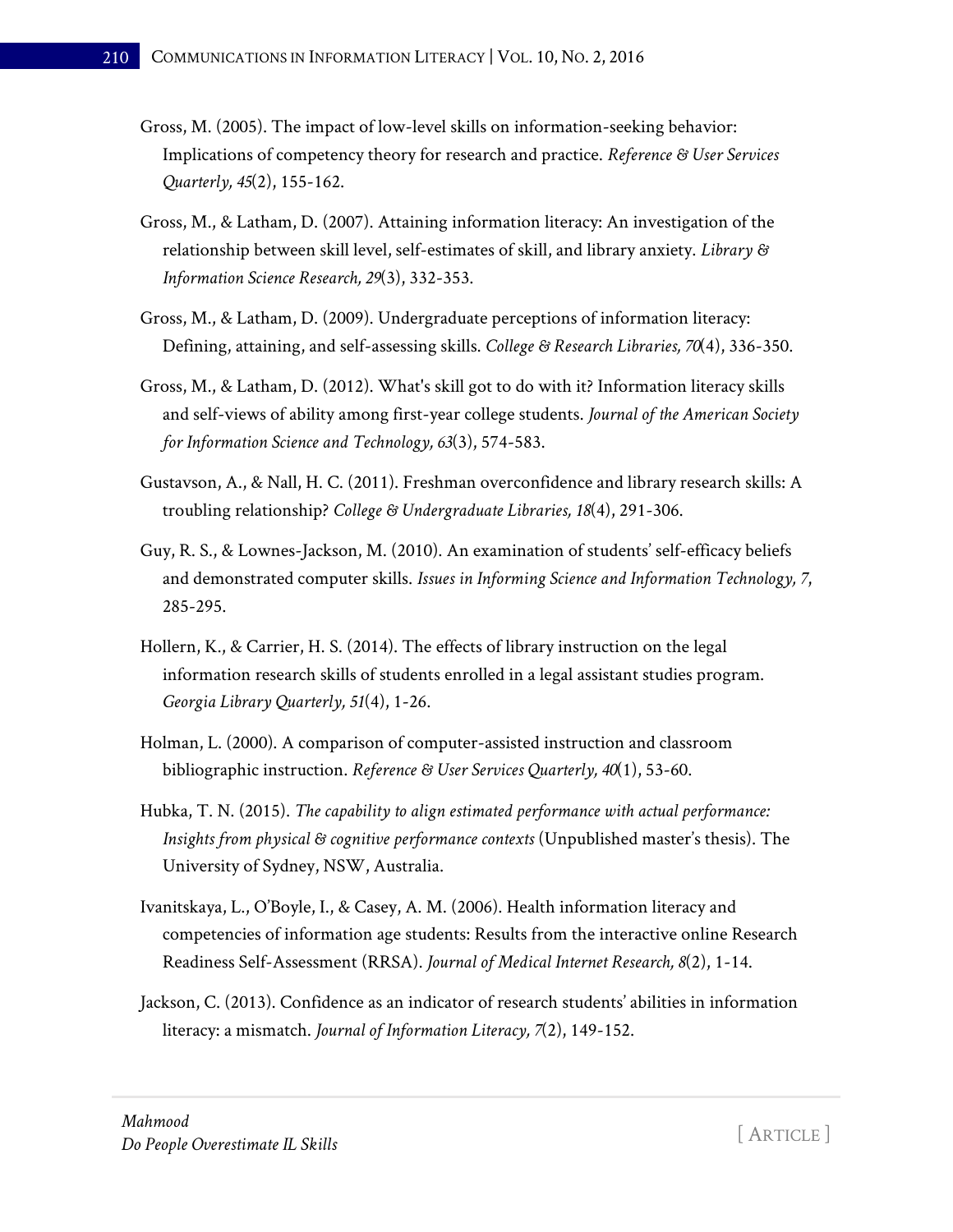Gross, M. (2005). The impact of low-level skills on information-seeking behavior: Implications of competency theory for research and practice. *Reference & User Services Quarterly, 45*(2), 155-162.

Gross, M., & Latham, D. (2007). Attaining information literacy: An investigation of the relationship between skill level, self-estimates of skill, and library anxiety. *Library & Information Science Research, 29*(3), 332-353.

Gross, M., & Latham, D. (2009). Undergraduate perceptions of information literacy: Defining, attaining, and self-assessing skills. *College & Research Libraries, 70*(4), 336-350.

Gross, M., & Latham, D. (2012). What's skill got to do with it? Information literacy skills and self-views of ability among first-year college students. *Journal of the American Society for Information Science and Technology, 63*(3), 574-583.

Gustavson, A., & Nall, H. C. (2011). Freshman overconfidence and library research skills: A troubling relationship? *College & Undergraduate Libraries, 18*(4), 291-306.

Guy, R. S., & Lownes-Jackson, M. (2010). An examination of students' self-efficacy beliefs and demonstrated computer skills. *Issues in Informing Science and Information Technology, 7*, 285-295.

Hollern, K., & Carrier, H. S. (2014). The effects of library instruction on the legal information research skills of students enrolled in a legal assistant studies program. *Georgia Library Quarterly, 51*(4), 1-26.

Holman, L. (2000). A comparison of computer-assisted instruction and classroom bibliographic instruction. *Reference & User Services Quarterly, 40*(1), 53-60.

Hubka, T. N. (2015). *The capability to align estimated performance with actual performance: Insights from physical & cognitive performance contexts* (Unpublished master's thesis). The University of Sydney, NSW, Australia.

Ivanitskaya, L., O'Boyle, I., & Casey, A. M. (2006). Health information literacy and competencies of information age students: Results from the interactive online Research Readiness Self-Assessment (RRSA). *Journal of Medical Internet Research, 8*(2), 1-14.

Jackson, C. (2013). Confidence as an indicator of research students' abilities in information literacy: a mismatch. *Journal of Information Literacy, 7*(2), 149-152.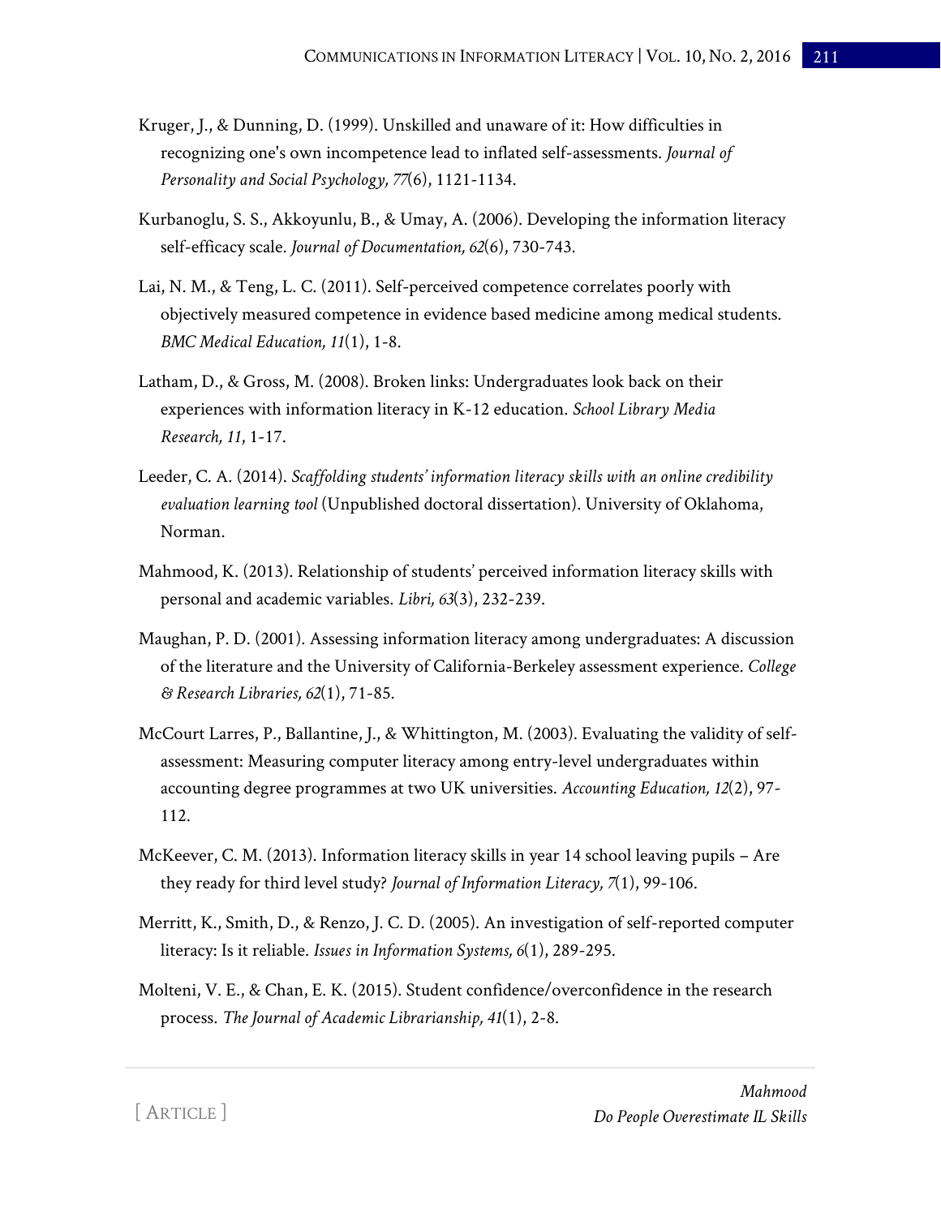Kruger, J., & Dunning, D. (1999). Unskilled and unaware of it: How difficulties in recognizing one's own incompetence lead to inflated self-assessments. *Journal of Personality and Social Psychology, 77*(6), 1121-1134.

Kurbanoglu, S. S., Akkoyunlu, B., & Umay, A. (2006). Developing the information literacy self-efficacy scale. *Journal of Documentation, 62*(6), 730-743.

Lai, N. M., & Teng, L. C. (2011). Self-perceived competence correlates poorly with objectively measured competence in evidence based medicine among medical students. *BMC Medical Education, 11*(1), 1-8.

Latham, D., & Gross, M. (2008). Broken links: Undergraduates look back on their experiences with information literacy in K-12 education. *School Library Media Research, 11*, 1-17.

Leeder, C. A. (2014). *Scaffolding students' information literacy skills with an online credibility evaluation learning tool* (Unpublished doctoral dissertation). University of Oklahoma, Norman.

Mahmood, K. (2013). Relationship of students' perceived information literacy skills with personal and academic variables. *Libri, 63*(3), 232-239.

Maughan, P. D. (2001). Assessing information literacy among undergraduates: A discussion of the literature and the University of California-Berkeley assessment experience. *College & Research Libraries, 62*(1), 71-85.

McCourt Larres, P., Ballantine, J., & Whittington, M. (2003). Evaluating the validity of self-assessment: Measuring computer literacy among entry-level undergraduates within accounting degree programmes at two UK universities. *Accounting Education, 12*(2), 97-112.

McKeever, C. M. (2013). Information literacy skills in year 14 school leaving pupils – Are they ready for third level study? *Journal of Information Literacy, 7*(1), 99-106.

Merritt, K., Smith, D., & Renzo, J. C. D. (2005). An investigation of self-reported computer literacy: Is it reliable. *Issues in Information Systems, 6*(1), 289-295.

Molteni, V. E., & Chan, E. K. (2015). Student confidence/overconfidence in the research process. *The Journal of Academic Librarianship, 41*(1), 2-8.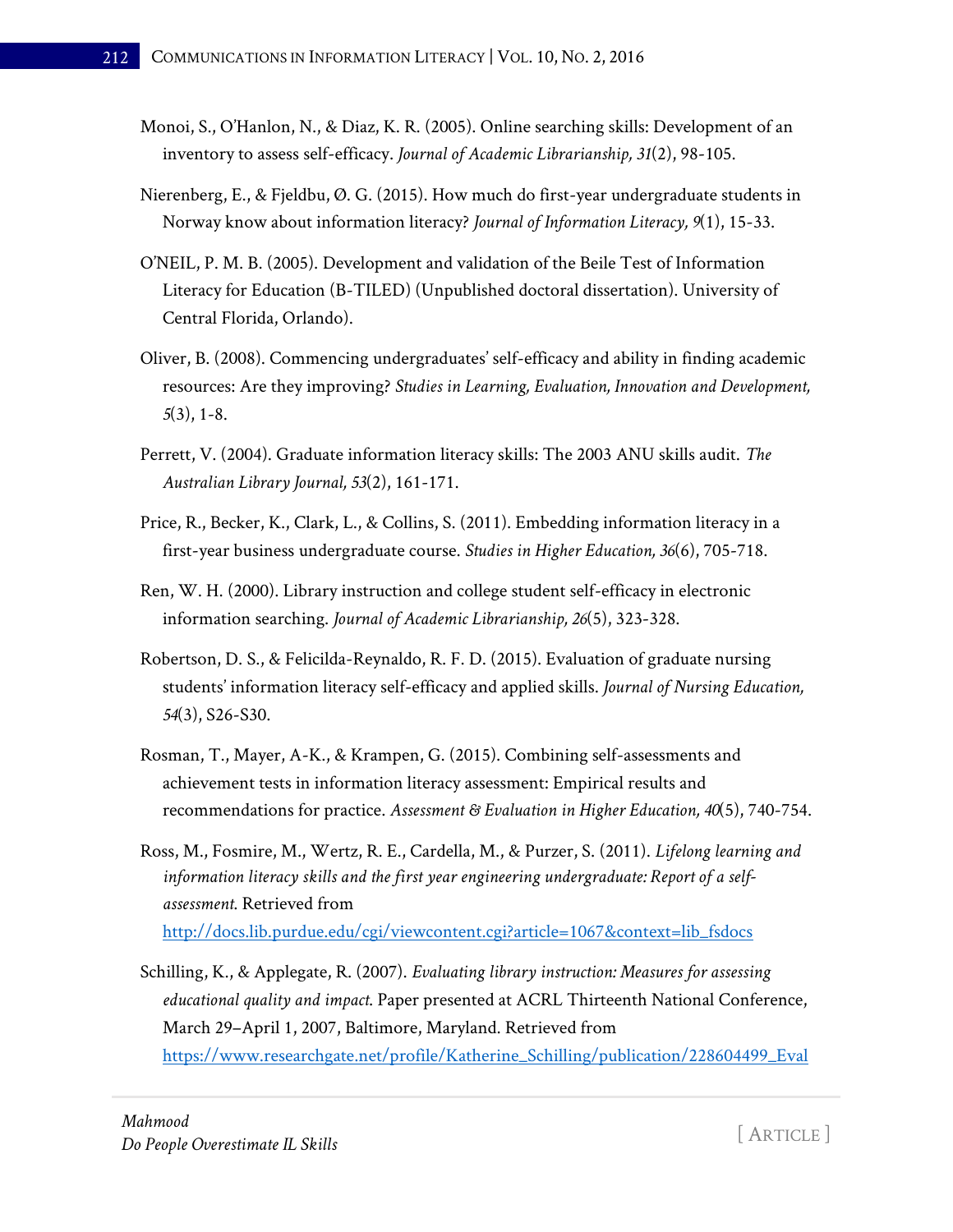Monoi, S., O'Hanlon, N., & Diaz, K. R. (2005). Online searching skills: Development of an inventory to assess self-efficacy. *Journal of Academic Librarianship, 31*(2), 98-105.

Nierenberg, E., & Fjeldbu, Ø. G. (2015). How much do first-year undergraduate students in Norway know about information literacy? *Journal of Information Literacy, 9*(1), 15-33.

O'NEIL, P. M. B. (2005). Development and validation of the Beile Test of Information Literacy for Education (B-TILED) (Unpublished doctoral dissertation). University of Central Florida, Orlando).

Oliver, B. (2008). Commencing undergraduates' self-efficacy and ability in finding academic resources: Are they improving? *Studies in Learning, Evaluation, Innovation and Development, 5*(3), 1-8.

Perrett, V. (2004). Graduate information literacy skills: The 2003 ANU skills audit. *The Australian Library Journal, 53*(2), 161-171.

Price, R., Becker, K., Clark, L., & Collins, S. (2011). Embedding information literacy in a first-year business undergraduate course. *Studies in Higher Education, 36*(6), 705-718.

Ren, W. H. (2000). Library instruction and college student self-efficacy in electronic information searching. *Journal of Academic Librarianship, 26*(5), 323-328.

Robertson, D. S., & Felicilda-Reynaldo, R. F. D. (2015). Evaluation of graduate nursing students' information literacy self-efficacy and applied skills. *Journal of Nursing Education, 54*(3), S26-S30.

Rosman, T., Mayer, A-K., & Krampen, G. (2015). Combining self-assessments and achievement tests in information literacy assessment: Empirical results and recommendations for practice. *Assessment & Evaluation in Higher Education, 40*(5), 740-754.

Ross, M., Fosmire, M., Wertz, R. E., Cardella, M., & Purzer, S. (2011). *Lifelong learning and information literacy skills and the first year engineering undergraduate: Report of a self-assessment*. Retrieved from http://docs.lib.purdue.edu/cgi/viewcontent.cgi?article=1067&context=lib_fsdocs

Schilling, K., & Applegate, R. (2007). *Evaluating library instruction: Measures for assessing educational quality and impact*. Paper presented at ACRL Thirteenth National Conference, March 29–April 1, 2007, Baltimore, Maryland. Retrieved from https://www.researchgate.net/profile/Katherine_Schilling/publication/228604499_Eval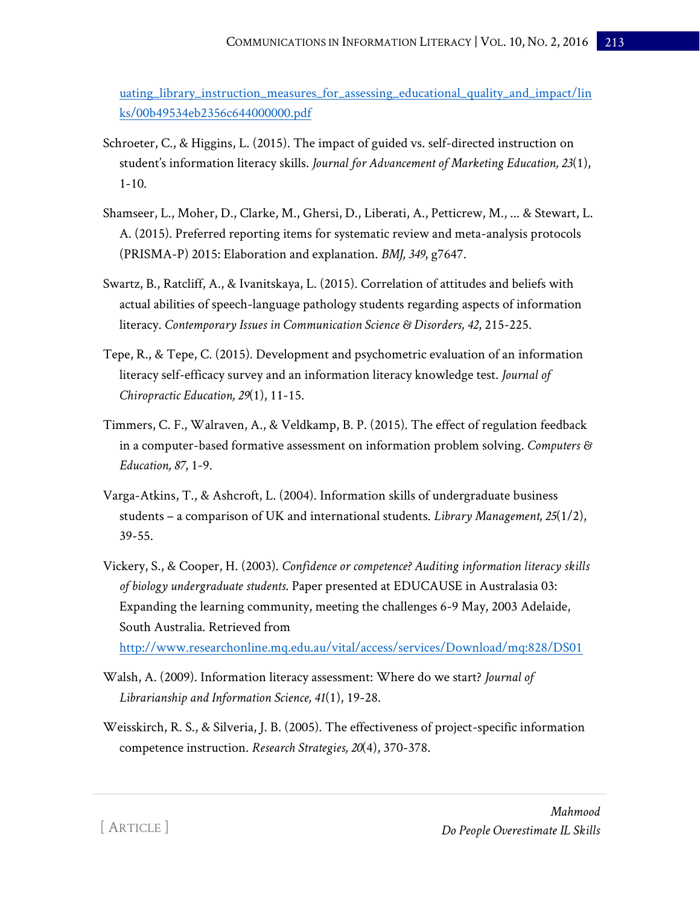uating_library_instruction_measures_for_assessing_educational_quality_and_impact/links/00b49534eb2356c644000000.pdf

Schroeter, C., & Higgins, L. (2015). The impact of guided vs. self-directed instruction on student's information literacy skills. *Journal for Advancement of Marketing Education, 23*(1), 1-10.

Shamseer, L., Moher, D., Clarke, M., Ghersi, D., Liberati, A., Petticrew, M., ... & Stewart, L. A. (2015). Preferred reporting items for systematic review and meta-analysis protocols (PRISMA-P) 2015: Elaboration and explanation. *BMJ, 349*, g7647.

Swartz, B., Ratcliff, A., & Ivanitskaya, L. (2015). Correlation of attitudes and beliefs with actual abilities of speech-language pathology students regarding aspects of information literacy. *Contemporary Issues in Communication Science & Disorders, 42*, 215-225.

Tepe, R., & Tepe, C. (2015). Development and psychometric evaluation of an information literacy self-efficacy survey and an information literacy knowledge test. *Journal of Chiropractic Education, 29*(1), 11-15.

Timmers, C. F., Walraven, A., & Veldkamp, B. P. (2015). The effect of regulation feedback in a computer-based formative assessment on information problem solving. *Computers & Education, 87*, 1-9.

Varga-Atkins, T., & Ashcroft, L. (2004). Information skills of undergraduate business students – a comparison of UK and international students. *Library Management, 25*(1/2), 39-55.

Vickery, S., & Cooper, H. (2003). *Confidence or competence? Auditing information literacy skills of biology undergraduate students.* Paper presented at EDUCAUSE in Australasia 03: Expanding the learning community, meeting the challenges 6-9 May, 2003 Adelaide, South Australia. Retrieved from http://www.researchonline.mq.edu.au/vital/access/services/Download/mq:828/DS01

Walsh, A. (2009). Information literacy assessment: Where do we start? *Journal of Librarianship and Information Science, 41*(1), 19-28.

Weisskirch, R. S., & Silveria, J. B. (2005). The effectiveness of project-specific information competence instruction. *Research Strategies, 20*(4), 370-378.